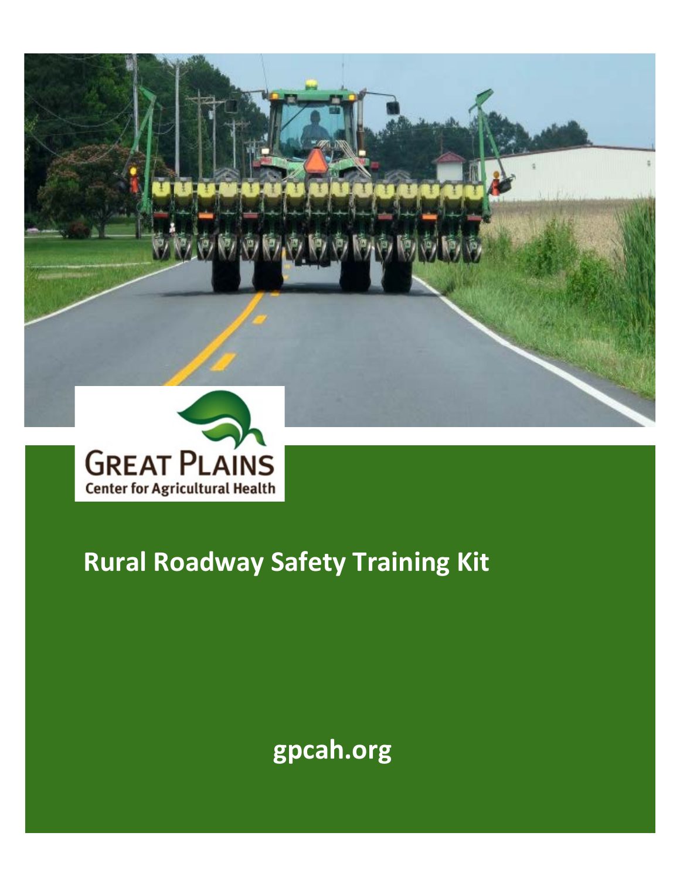GREAT PLAINS
Center for Agricultural Health

# Rural Roadway Safety Training Kit

gpcah.org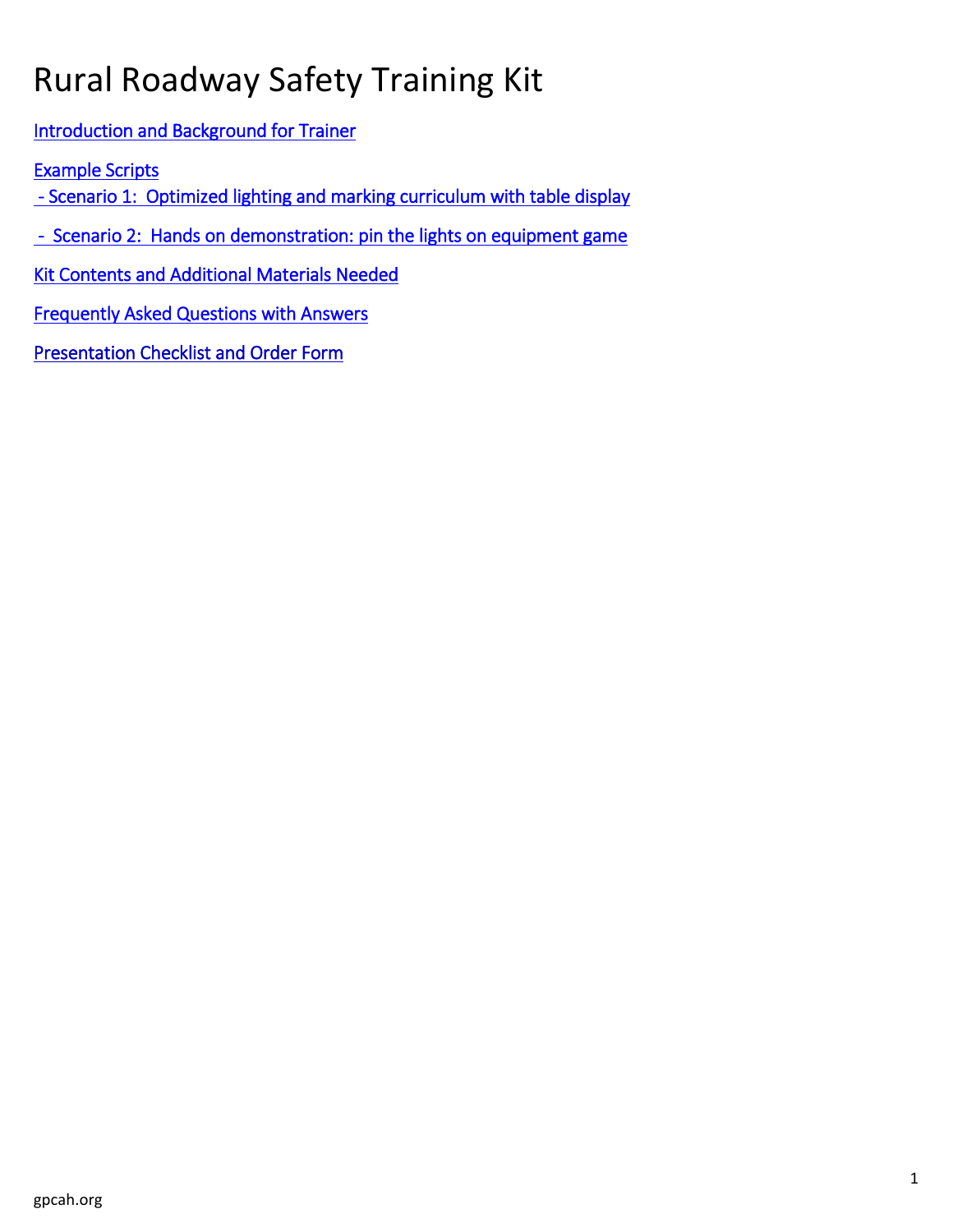# Rural Roadway Safety Training Kit

Introduction and Background for Trainer

Example Scripts

- Scenario 1: Optimized lighting and marking curriculum with table display

- Scenario 2: Hands on demonstration: pin the lights on equipment game

Kit Contents and Additional Materials Needed

Frequently Asked Questions with Answers

Presentation Checklist and Order Form

gpcah.org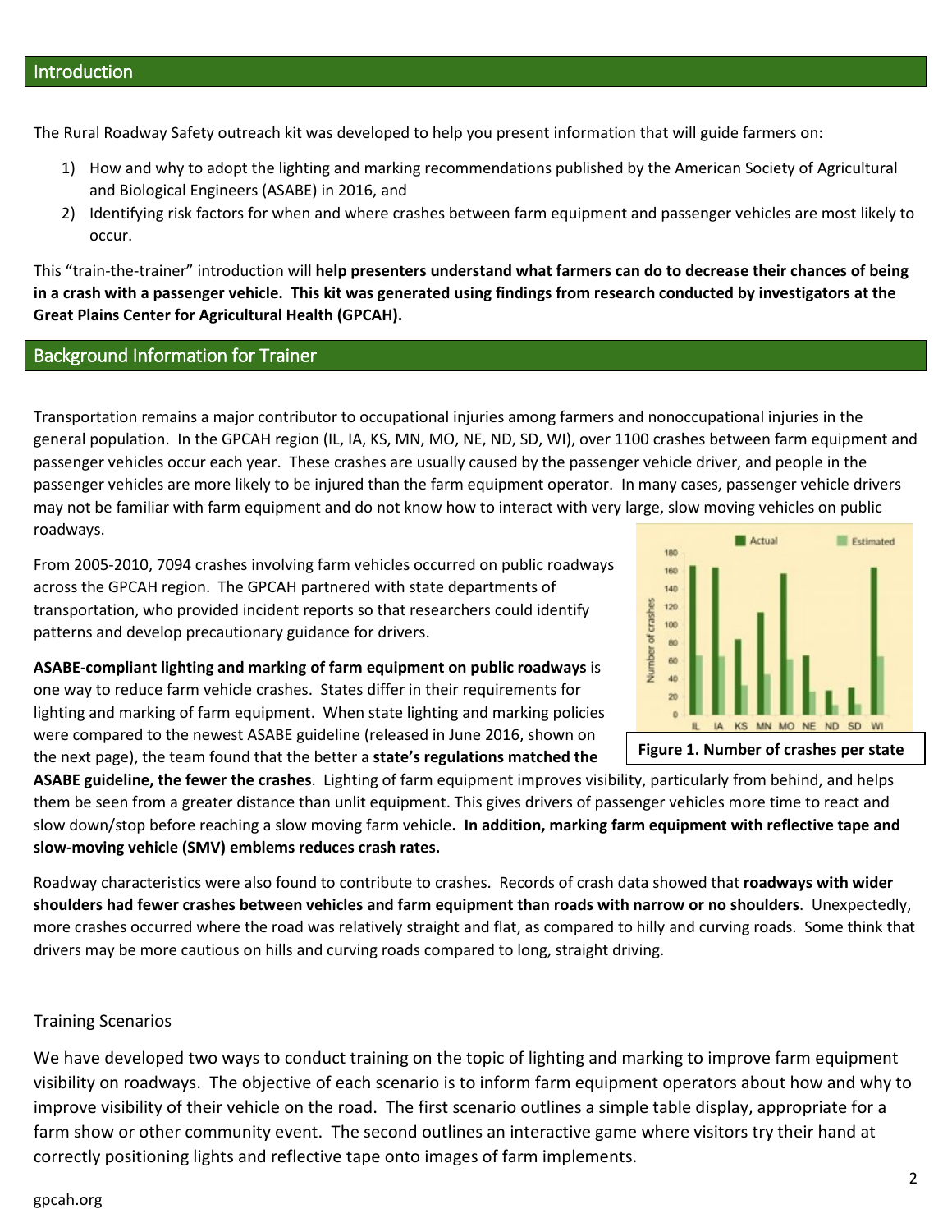## Introduction

The Rural Roadway Safety outreach kit was developed to help you present information that will guide farmers on:

1) How and why to adopt the lighting and marking recommendations published by the American Society of Agricultural and Biological Engineers (ASABE) in 2016, and
2) Identifying risk factors for when and where crashes between farm equipment and passenger vehicles are most likely to occur.

This "train-the-trainer" introduction will **help presenters understand what farmers can do to decrease their chances of being in a crash with a passenger vehicle. This kit was generated using findings from research conducted by investigators at the Great Plains Center for Agricultural Health (GPCAH).**

## Background Information for Trainer

Transportation remains a major contributor to occupational injuries among farmers and nonoccupational injuries in the general population. In the GPCAH region (IL, IA, KS, MN, MO, NE, ND, SD, WI), over 1100 crashes between farm equipment and passenger vehicles occur each year. These crashes are usually caused by the passenger vehicle driver, and people in the passenger vehicles are more likely to be injured than the farm equipment operator. In many cases, passenger vehicle drivers may not be familiar with farm equipment and do not know how to interact with very large, slow moving vehicles on public roadways.

From 2005-2010, 7094 crashes involving farm vehicles occurred on public roadways across the GPCAH region. The GPCAH partnered with state departments of transportation, who provided incident reports so that researchers could identify patterns and develop precautionary guidance for drivers.

**Figure 1. Number of crashes per state**

**ASABE-compliant lighting and marking of farm equipment on public roadways** is one way to reduce farm vehicle crashes. States differ in their requirements for lighting and marking of farm equipment. When state lighting and marking policies were compared to the newest ASABE guideline (released in June 2016, shown on the next page), the team found that the better a **state's regulations matched the ASABE guideline, the fewer the crashes**. Lighting of farm equipment improves visibility, particularly from behind, and helps them be seen from a greater distance than unlit equipment. This gives drivers of passenger vehicles more time to react and slow down/stop before reaching a slow moving farm vehicle**. In addition, marking farm equipment with reflective tape and slow-moving vehicle (SMV) emblems reduces crash rates.**

Roadway characteristics were also found to contribute to crashes. Records of crash data showed that **roadways with wider shoulders had fewer crashes between vehicles and farm equipment than roads with narrow or no shoulders**. Unexpectedly, more crashes occurred where the road was relatively straight and flat, as compared to hilly and curving roads. Some think that drivers may be more cautious on hills and curving roads compared to long, straight driving.

### Training Scenarios

We have developed two ways to conduct training on the topic of lighting and marking to improve farm equipment visibility on roadways. The objective of each scenario is to inform farm equipment operators about how and why to improve visibility of their vehicle on the road. The first scenario outlines a simple table display, appropriate for a farm show or other community event. The second outlines an interactive game where visitors try their hand at correctly positioning lights and reflective tape onto images of farm implements.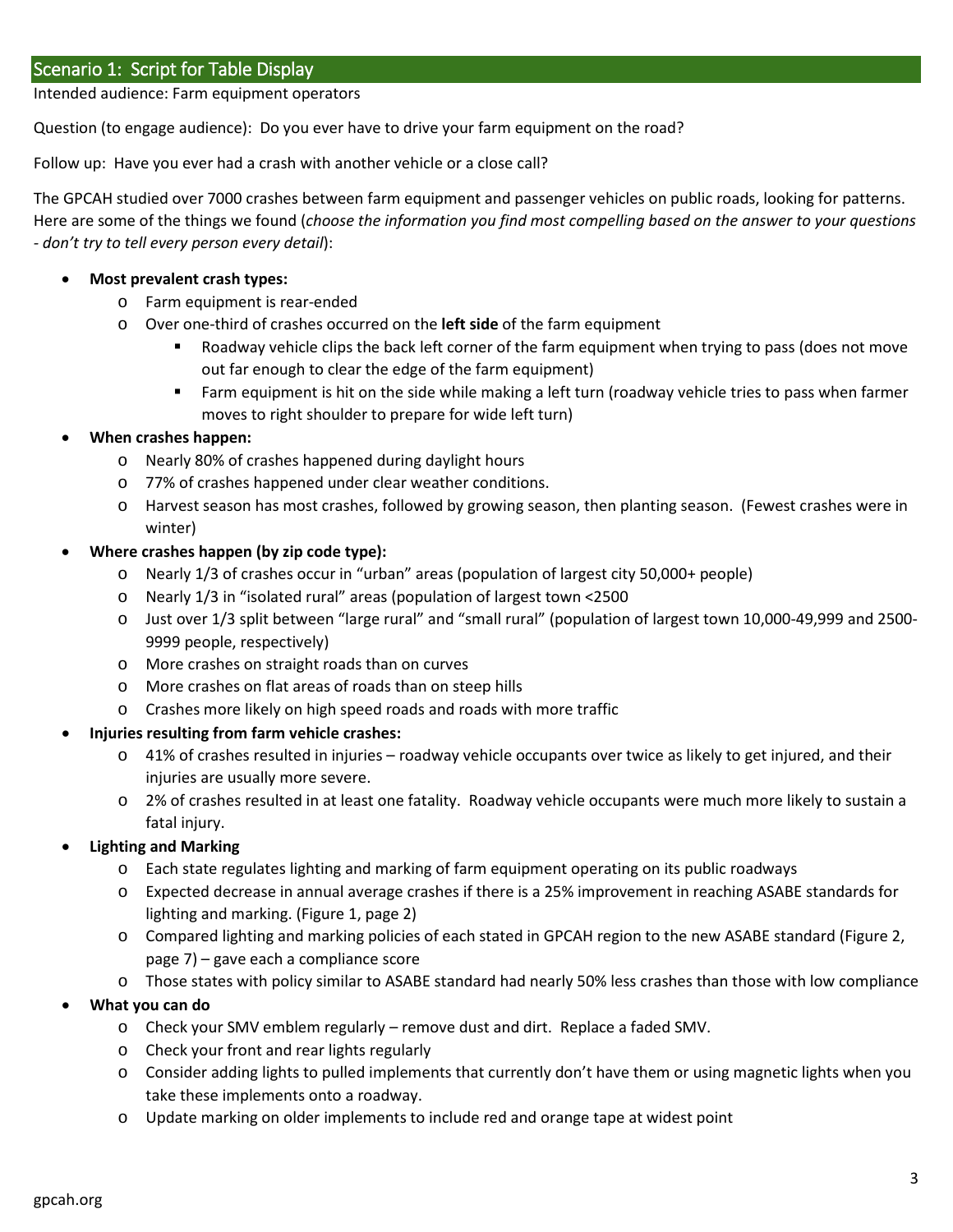## Scenario 1: Script for Table Display

Intended audience: Farm equipment operators

Question (to engage audience): Do you ever have to drive your farm equipment on the road?

Follow up: Have you ever had a crash with another vehicle or a close call?

The GPCAH studied over 7000 crashes between farm equipment and passenger vehicles on public roads, looking for patterns. Here are some of the things we found (*choose the information you find most compelling based on the answer to your questions - don't try to tell every person every detail*):

- **Most prevalent crash types:**
  - Farm equipment is rear-ended
  - Over one-third of crashes occurred on the **left side** of the farm equipment
    - Roadway vehicle clips the back left corner of the farm equipment when trying to pass (does not move out far enough to clear the edge of the farm equipment)
    - Farm equipment is hit on the side while making a left turn (roadway vehicle tries to pass when farmer moves to right shoulder to prepare for wide left turn)
- **When crashes happen:**
  - Nearly 80% of crashes happened during daylight hours
  - 77% of crashes happened under clear weather conditions.
  - Harvest season has most crashes, followed by growing season, then planting season. (Fewest crashes were in winter)
- **Where crashes happen (by zip code type):**
  - Nearly 1/3 of crashes occur in "urban" areas (population of largest city 50,000+ people)
  - Nearly 1/3 in "isolated rural" areas (population of largest town <2500
  - Just over 1/3 split between "large rural" and "small rural" (population of largest town 10,000-49,999 and 2500-9999 people, respectively)
  - More crashes on straight roads than on curves
  - More crashes on flat areas of roads than on steep hills
  - Crashes more likely on high speed roads and roads with more traffic
- **Injuries resulting from farm vehicle crashes:**
  - 41% of crashes resulted in injuries – roadway vehicle occupants over twice as likely to get injured, and their injuries are usually more severe.
  - 2% of crashes resulted in at least one fatality. Roadway vehicle occupants were much more likely to sustain a fatal injury.
- **Lighting and Marking**
  - Each state regulates lighting and marking of farm equipment operating on its public roadways
  - Expected decrease in annual average crashes if there is a 25% improvement in reaching ASABE standards for lighting and marking. (Figure 1, page 2)
  - Compared lighting and marking policies of each stated in GPCAH region to the new ASABE standard (Figure 2, page 7) – gave each a compliance score
  - Those states with policy similar to ASABE standard had nearly 50% less crashes than those with low compliance
- **What you can do**
  - Check your SMV emblem regularly – remove dust and dirt. Replace a faded SMV.
  - Check your front and rear lights regularly
  - Consider adding lights to pulled implements that currently don't have them or using magnetic lights when you take these implements onto a roadway.
  - Update marking on older implements to include red and orange tape at widest point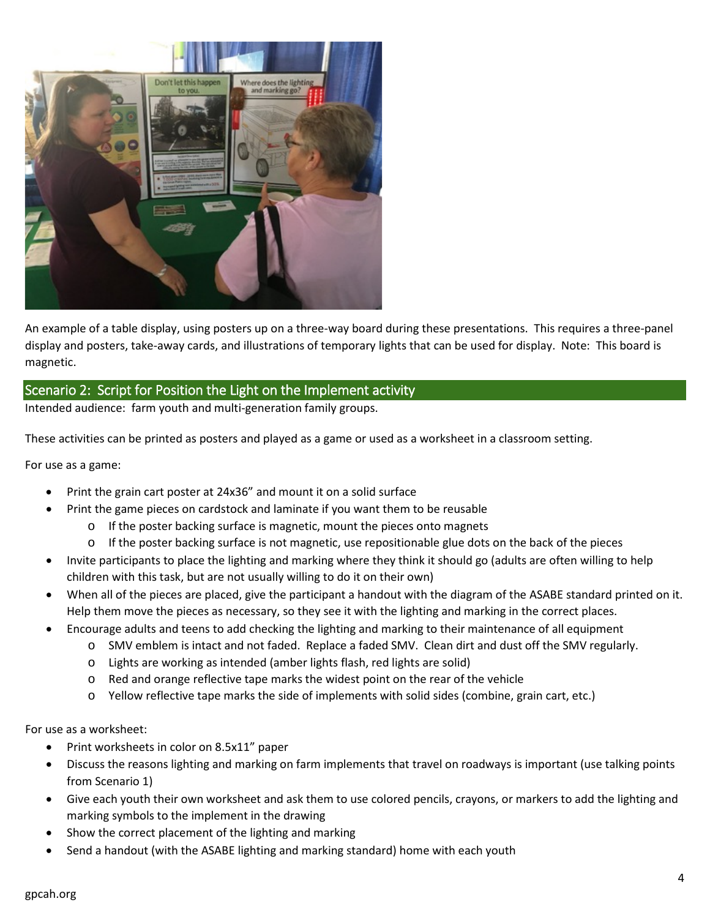An example of a table display, using posters up on a three-way board during these presentations. This requires a three-panel display and posters, take-away cards, and illustrations of temporary lights that can be used for display. Note: This board is magnetic.

## Scenario 2: Script for Position the Light on the Implement activity

Intended audience: farm youth and multi-generation family groups.

These activities can be printed as posters and played as a game or used as a worksheet in a classroom setting.

For use as a game:

- Print the grain cart poster at 24x36" and mount it on a solid surface
- Print the game pieces on cardstock and laminate if you want them to be reusable
  - If the poster backing surface is magnetic, mount the pieces onto magnets
  - If the poster backing surface is not magnetic, use repositionable glue dots on the back of the pieces
- Invite participants to place the lighting and marking where they think it should go (adults are often willing to help children with this task, but are not usually willing to do it on their own)
- When all of the pieces are placed, give the participant a handout with the diagram of the ASABE standard printed on it. Help them move the pieces as necessary, so they see it with the lighting and marking in the correct places.
- Encourage adults and teens to add checking the lighting and marking to their maintenance of all equipment
  - SMV emblem is intact and not faded. Replace a faded SMV. Clean dirt and dust off the SMV regularly.
  - Lights are working as intended (amber lights flash, red lights are solid)
  - Red and orange reflective tape marks the widest point on the rear of the vehicle
  - Yellow reflective tape marks the side of implements with solid sides (combine, grain cart, etc.)

For use as a worksheet:

- Print worksheets in color on 8.5x11" paper
- Discuss the reasons lighting and marking on farm implements that travel on roadways is important (use talking points from Scenario 1)
- Give each youth their own worksheet and ask them to use colored pencils, crayons, or markers to add the lighting and marking symbols to the implement in the drawing
- Show the correct placement of the lighting and marking
- Send a handout (with the ASABE lighting and marking standard) home with each youth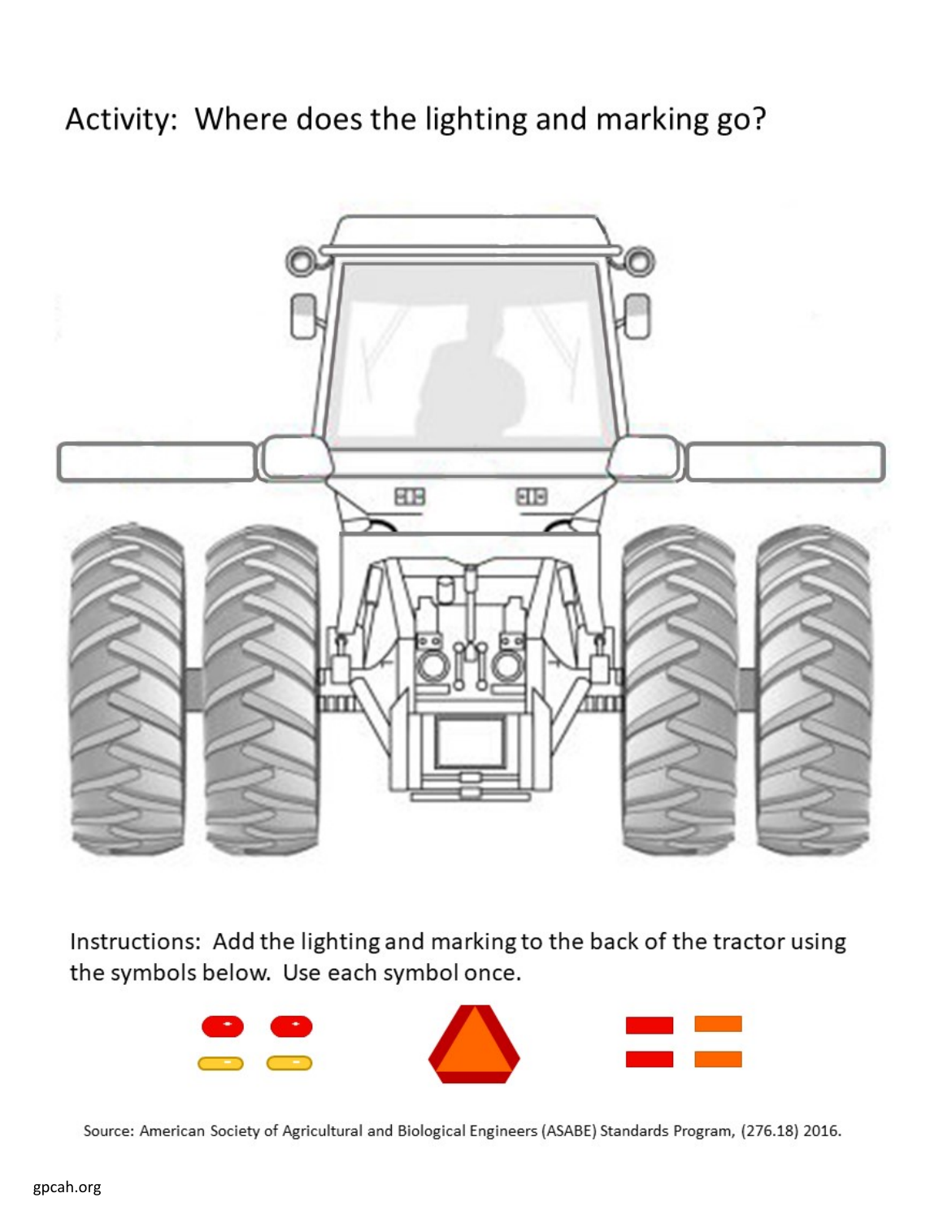# Activity: Where does the lighting and marking go?

Instructions: Add the lighting and marking to the back of the tractor using the symbols below. Use each symbol once.

Source: American Society of Agricultural and Biological Engineers (ASABE) Standards Program, (276.18) 2016.

gpcah.org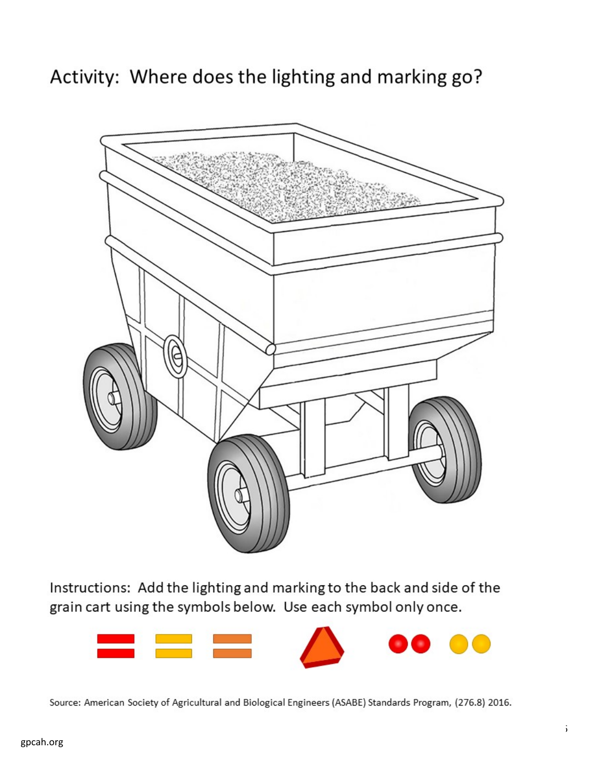# Activity: Where does the lighting and marking go?

Instructions: Add the lighting and marking to the back and side of the grain cart using the symbols below. Use each symbol only once.

Source: American Society of Agricultural and Biological Engineers (ASABE) Standards Program, (276.8) 2016.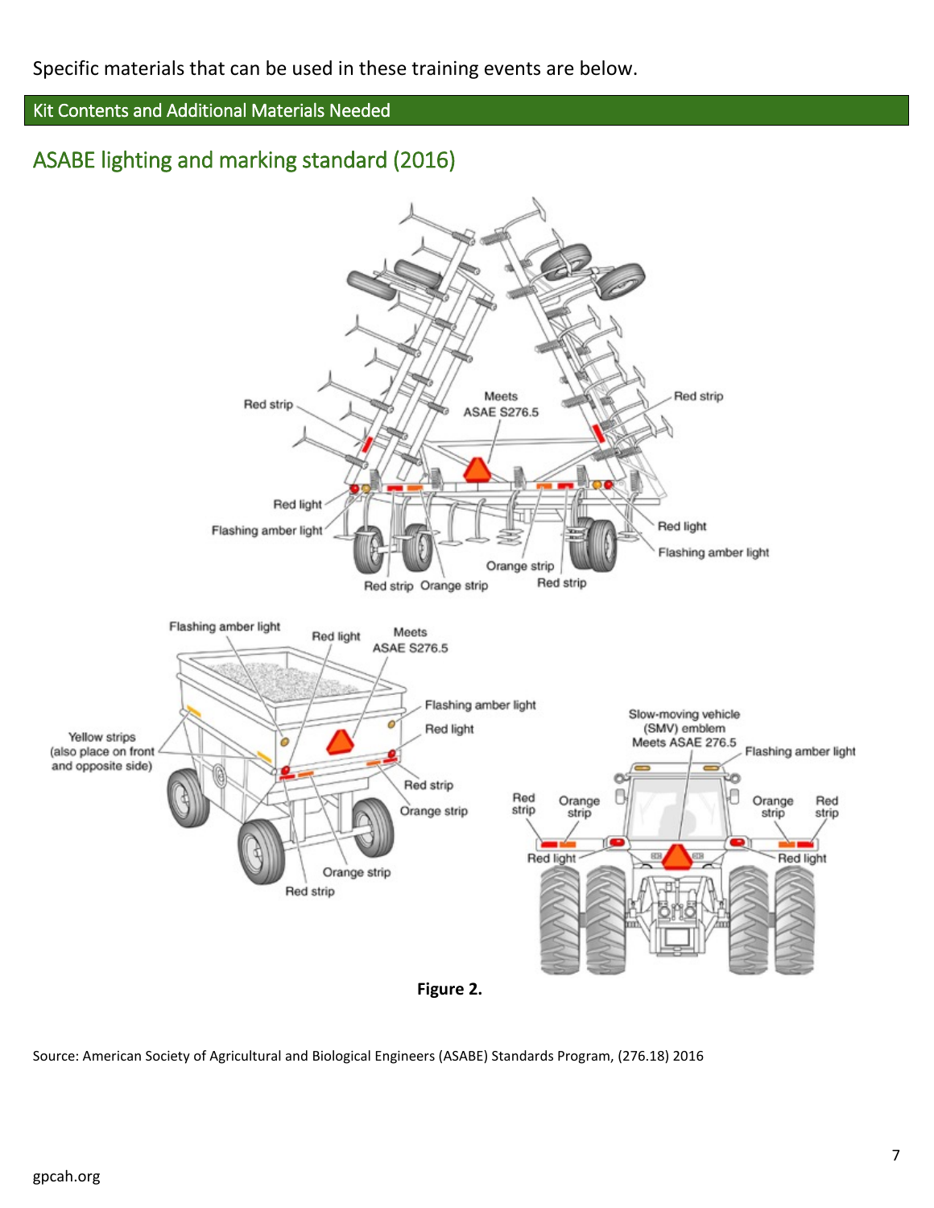Specific materials that can be used in these training events are below.

## Kit Contents and Additional Materials Needed

### ASABE lighting and marking standard (2016)

**Figure 2.**

Source: American Society of Agricultural and Biological Engineers (ASABE) Standards Program, (276.18) 2016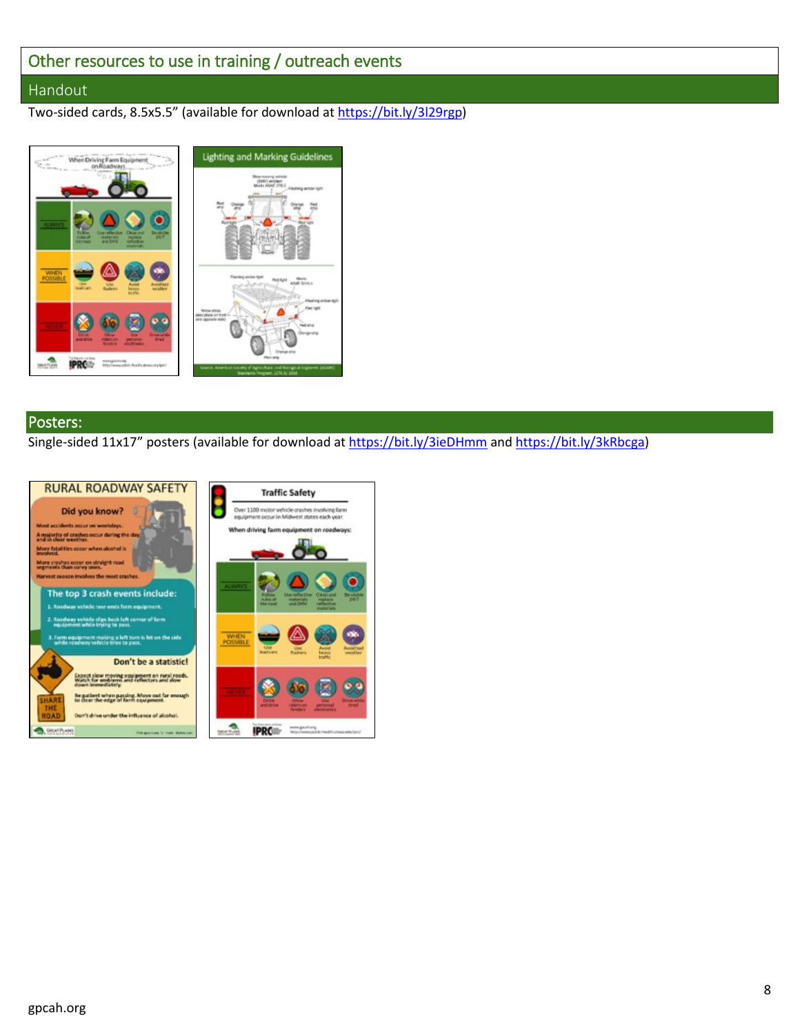## Other resources to use in training / outreach events

### Handout

Two-sided cards, 8.5x5.5" (available for download at https://bit.ly/3l29rgp)

### Posters:

Single-sided 11x17" posters (available for download at https://bit.ly/3ieDHmm and https://bit.ly/3kRbcga)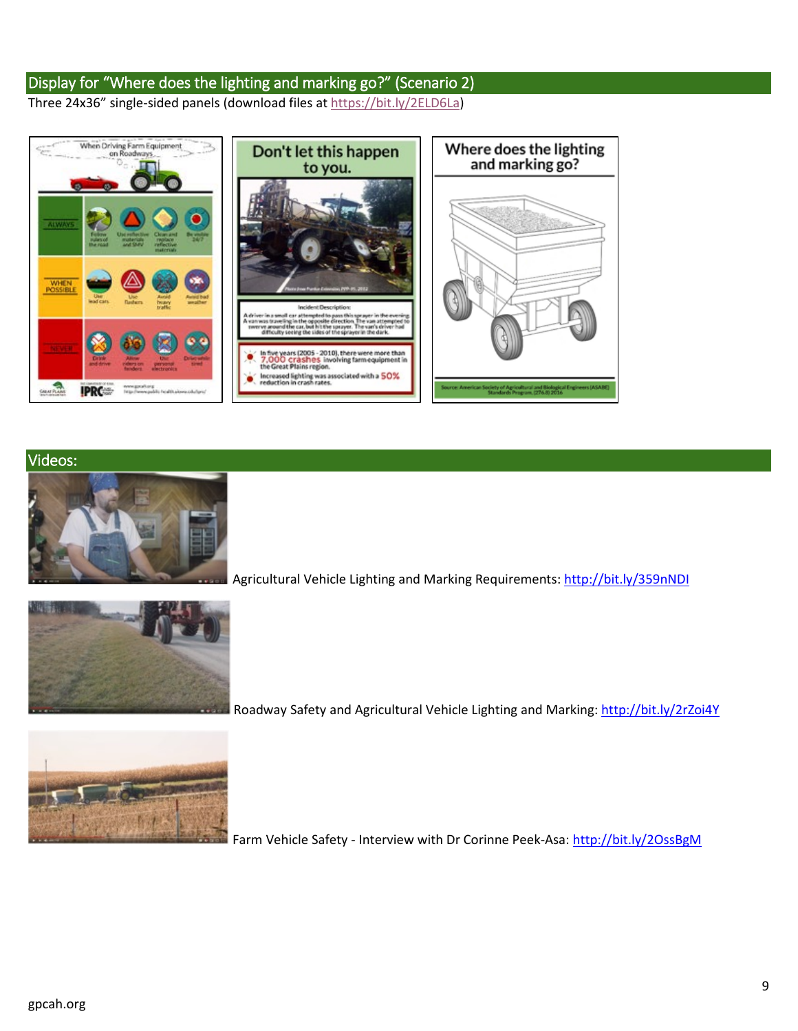## Display for "Where does the lighting and marking go?" (Scenario 2)

Three 24x36" single-sided panels (download files at https://bit.ly/2ELD6La)

## Videos:

Agricultural Vehicle Lighting and Marking Requirements: http://bit.ly/359nNDI

Roadway Safety and Agricultural Vehicle Lighting and Marking: http://bit.ly/2rZoi4Y

Farm Vehicle Safety - Interview with Dr Corinne Peek-Asa: http://bit.ly/2OssBgM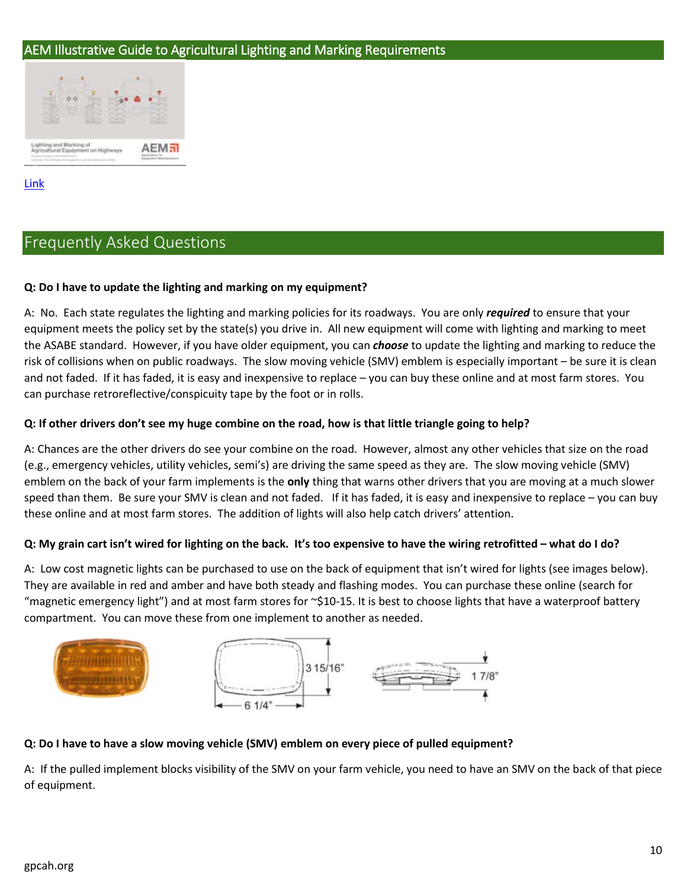## AEM Illustrative Guide to Agricultural Lighting and Marking Requirements

Link

## Frequently Asked Questions

**Q: Do I have to update the lighting and marking on my equipment?**

A: No. Each state regulates the lighting and marking policies for its roadways. You are only ***required*** to ensure that your equipment meets the policy set by the state(s) you drive in. All new equipment will come with lighting and marking to meet the ASABE standard. However, if you have older equipment, you can ***choose*** to update the lighting and marking to reduce the risk of collisions when on public roadways. The slow moving vehicle (SMV) emblem is especially important – be sure it is clean and not faded. If it has faded, it is easy and inexpensive to replace – you can buy these online and at most farm stores. You can purchase retroreflective/conspicuity tape by the foot or in rolls.

**Q: If other drivers don't see my huge combine on the road, how is that little triangle going to help?**

A: Chances are the other drivers do see your combine on the road. However, almost any other vehicles that size on the road (e.g., emergency vehicles, utility vehicles, semi's) are driving the same speed as they are. The slow moving vehicle (SMV) emblem on the back of your farm implements is the **only** thing that warns other drivers that you are moving at a much slower speed than them. Be sure your SMV is clean and not faded. If it has faded, it is easy and inexpensive to replace – you can buy these online and at most farm stores. The addition of lights will also help catch drivers' attention.

**Q: My grain cart isn't wired for lighting on the back. It's too expensive to have the wiring retrofitted – what do I do?**

A: Low cost magnetic lights can be purchased to use on the back of equipment that isn't wired for lights (see images below). They are available in red and amber and have both steady and flashing modes. You can purchase these online (search for "magnetic emergency light") and at most farm stores for ~$10-15. It is best to choose lights that have a waterproof battery compartment. You can move these from one implement to another as needed.

3 15/16"

6 1/4"

1 7/8"

**Q: Do I have to have a slow moving vehicle (SMV) emblem on every piece of pulled equipment?**

A: If the pulled implement blocks visibility of the SMV on your farm vehicle, you need to have an SMV on the back of that piece of equipment.

gpcah.org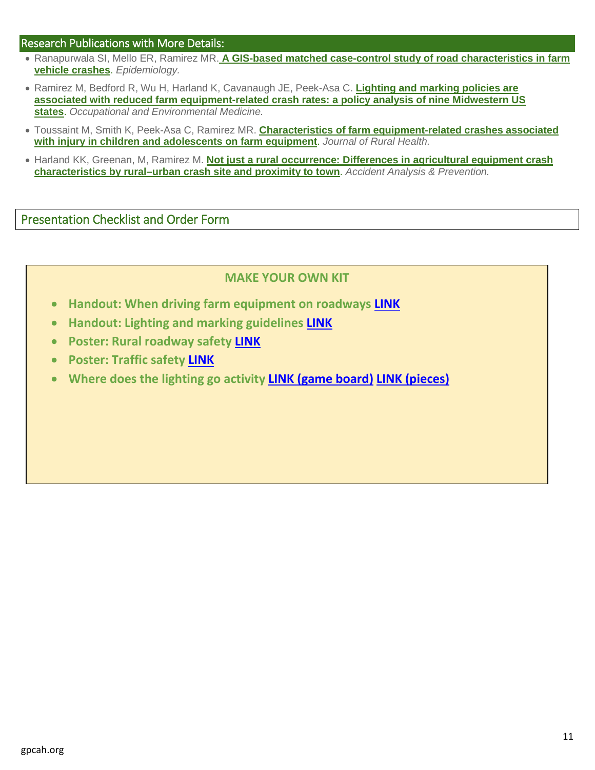## Research Publications with More Details:

- Ranapurwala SI, Mello ER, Ramirez MR. **A GIS-based matched case-control study of road characteristics in farm vehicle crashes**. *Epidemiology.*
- Ramirez M, Bedford R, Wu H, Harland K, Cavanaugh JE, Peek-Asa C. **Lighting and marking policies are associated with reduced farm equipment-related crash rates: a policy analysis of nine Midwestern US states**. *Occupational and Environmental Medicine.*
- Toussaint M, Smith K, Peek-Asa C, Ramirez MR. **Characteristics of farm equipment-related crashes associated with injury in children and adolescents on farm equipment**. *Journal of Rural Health.*
- Harland KK, Greenan, M, Ramirez M. **Not just a rural occurrence: Differences in agricultural equipment crash characteristics by rural–urban crash site and proximity to town**. *Accident Analysis & Prevention.*

## Presentation Checklist and Order Form

**MAKE YOUR OWN KIT**

- **Handout: When driving farm equipment on roadways LINK**
- **Handout: Lighting and marking guidelines LINK**
- **Poster: Rural roadway safety LINK**
- **Poster: Traffic safety LINK**
- **Where does the lighting go activity LINK (game board) LINK (pieces)**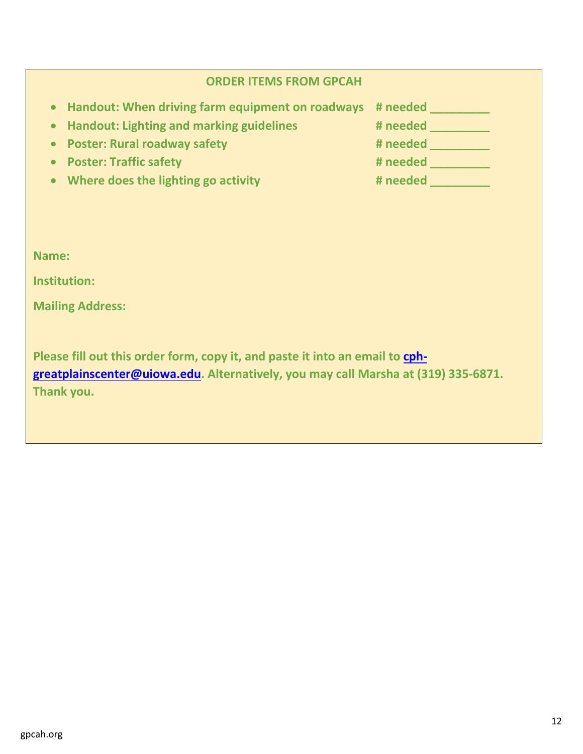## ORDER ITEMS FROM GPCAH

- **Handout: When driving farm equipment on roadways** **# needed _________**
- **Handout: Lighting and marking guidelines** **# needed _________**
- **Poster: Rural roadway safety** **# needed _________**
- **Poster: Traffic safety** **# needed _________**
- **Where does the lighting go activity** **# needed _________**

**Name:**

**Institution:**

**Mailing Address:**

**Please fill out this order form, copy it, and paste it into an email to cph-greatplainscenter@uiowa.edu. Alternatively, you may call Marsha at (319) 335-6871. Thank you.**